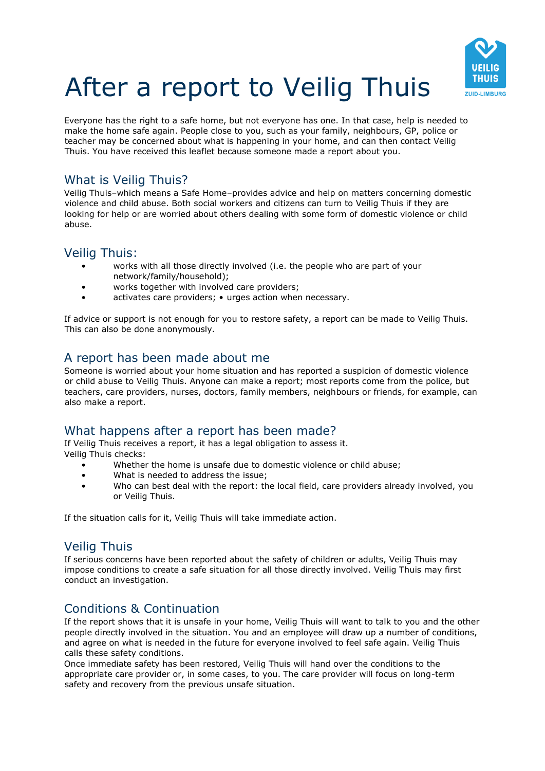# After a report to Veilig Thuis

Everyone has the right to a safe home, but not everyone has one. In that case, help is needed to make the home safe again. People close to you, such as your family, neighbours, GP, police or teacher may be concerned about what is happening in your home, and can then contact Veilig Thuis. You have received this leaflet because someone made a report about you.

## What is Veilig Thuis?

Veilig Thuis–which means a Safe Home–provides advice and help on matters concerning domestic violence and child abuse. Both social workers and citizens can turn to Veilig Thuis if they are looking for help or are worried about others dealing with some form of domestic violence or child abuse.

## Veilig Thuis:

- works with all those directly involved (i.e. the people who are part of your network/family/household);
- works together with involved care providers;
- activates care providers; • urges action when necessary.

If advice or support is not enough for you to restore safety, a report can be made to Veilig Thuis. This can also be done anonymously.

## A report has been made about me

Someone is worried about your home situation and has reported a suspicion of domestic violence or child abuse to Veilig Thuis. Anyone can make a report; most reports come from the police, but teachers, care providers, nurses, doctors, family members, neighbours or friends, for example, can also make a report.

## What happens after a report has been made?

If Veilig Thuis receives a report, it has a legal obligation to assess it.
Veilig Thuis checks:

- Whether the home is unsafe due to domestic violence or child abuse;
- What is needed to address the issue;
- Who can best deal with the report: the local field, care providers already involved, you or Veilig Thuis.

If the situation calls for it, Veilig Thuis will take immediate action.

## Veilig Thuis

If serious concerns have been reported about the safety of children or adults, Veilig Thuis may impose conditions to create a safe situation for all those directly involved. Veilig Thuis may first conduct an investigation.

## Conditions & Continuation

If the report shows that it is unsafe in your home, Veilig Thuis will want to talk to you and the other people directly involved in the situation. You and an employee will draw up a number of conditions, and agree on what is needed in the future for everyone involved to feel safe again. Veilig Thuis calls these safety conditions.
Once immediate safety has been restored, Veilig Thuis will hand over the conditions to the appropriate care provider or, in some cases, to you. The care provider will focus on long-term safety and recovery from the previous unsafe situation.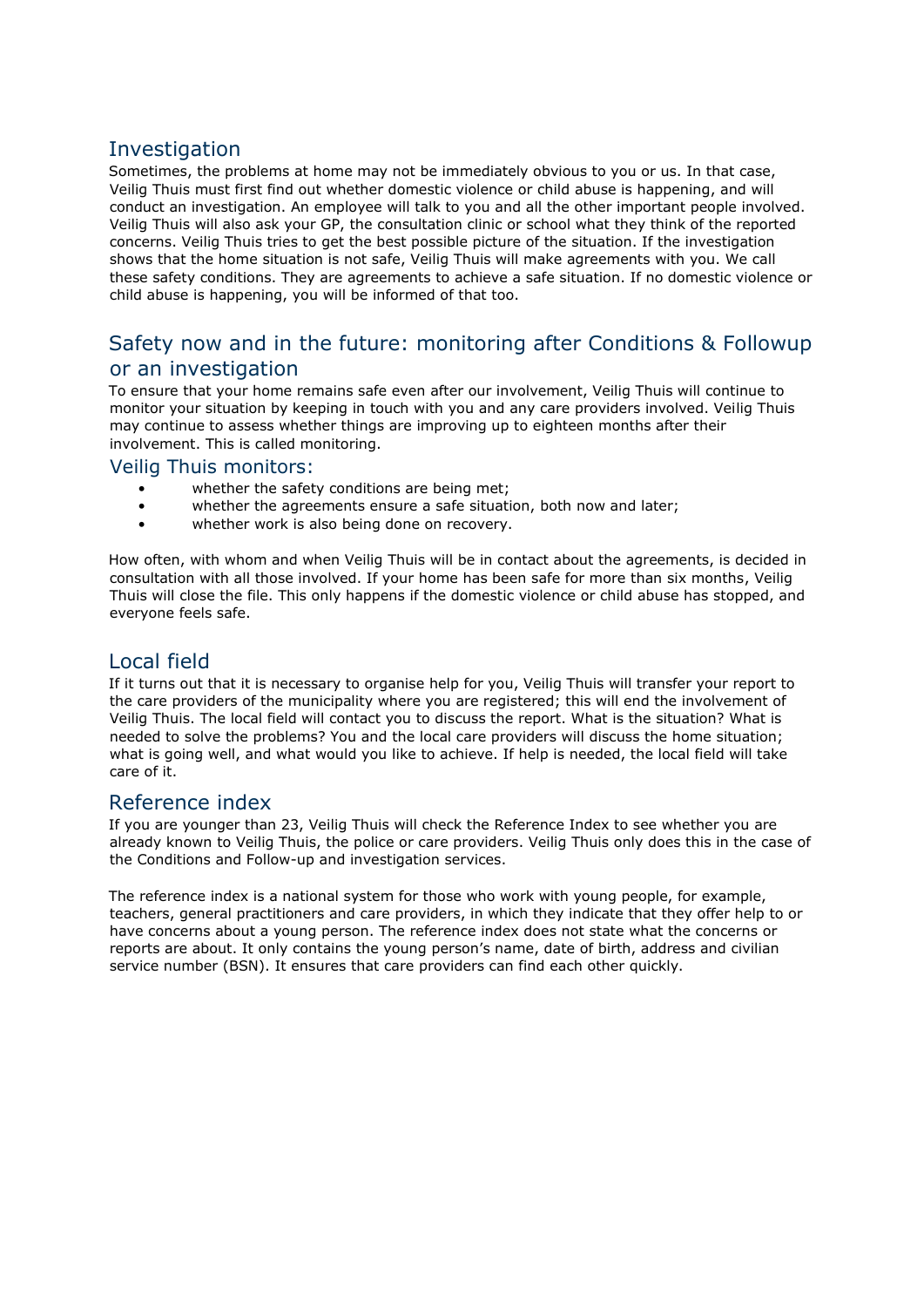## Investigation

Sometimes, the problems at home may not be immediately obvious to you or us. In that case, Veilig Thuis must first find out whether domestic violence or child abuse is happening, and will conduct an investigation. An employee will talk to you and all the other important people involved. Veilig Thuis will also ask your GP, the consultation clinic or school what they think of the reported concerns. Veilig Thuis tries to get the best possible picture of the situation. If the investigation shows that the home situation is not safe, Veilig Thuis will make agreements with you. We call these safety conditions. They are agreements to achieve a safe situation. If no domestic violence or child abuse is happening, you will be informed of that too.

## Safety now and in the future: monitoring after Conditions & Followup or an investigation

To ensure that your home remains safe even after our involvement, Veilig Thuis will continue to monitor your situation by keeping in touch with you and any care providers involved. Veilig Thuis may continue to assess whether things are improving up to eighteen months after their involvement. This is called monitoring.

### Veilig Thuis monitors:

- whether the safety conditions are being met;
- whether the agreements ensure a safe situation, both now and later;
- whether work is also being done on recovery.

How often, with whom and when Veilig Thuis will be in contact about the agreements, is decided in consultation with all those involved. If your home has been safe for more than six months, Veilig Thuis will close the file. This only happens if the domestic violence or child abuse has stopped, and everyone feels safe.

## Local field

If it turns out that it is necessary to organise help for you, Veilig Thuis will transfer your report to the care providers of the municipality where you are registered; this will end the involvement of Veilig Thuis. The local field will contact you to discuss the report. What is the situation? What is needed to solve the problems? You and the local care providers will discuss the home situation; what is going well, and what would you like to achieve. If help is needed, the local field will take care of it.

## Reference index

If you are younger than 23, Veilig Thuis will check the Reference Index to see whether you are already known to Veilig Thuis, the police or care providers. Veilig Thuis only does this in the case of the Conditions and Follow-up and investigation services.

The reference index is a national system for those who work with young people, for example, teachers, general practitioners and care providers, in which they indicate that they offer help to or have concerns about a young person. The reference index does not state what the concerns or reports are about. It only contains the young person's name, date of birth, address and civilian service number (BSN). It ensures that care providers can find each other quickly.